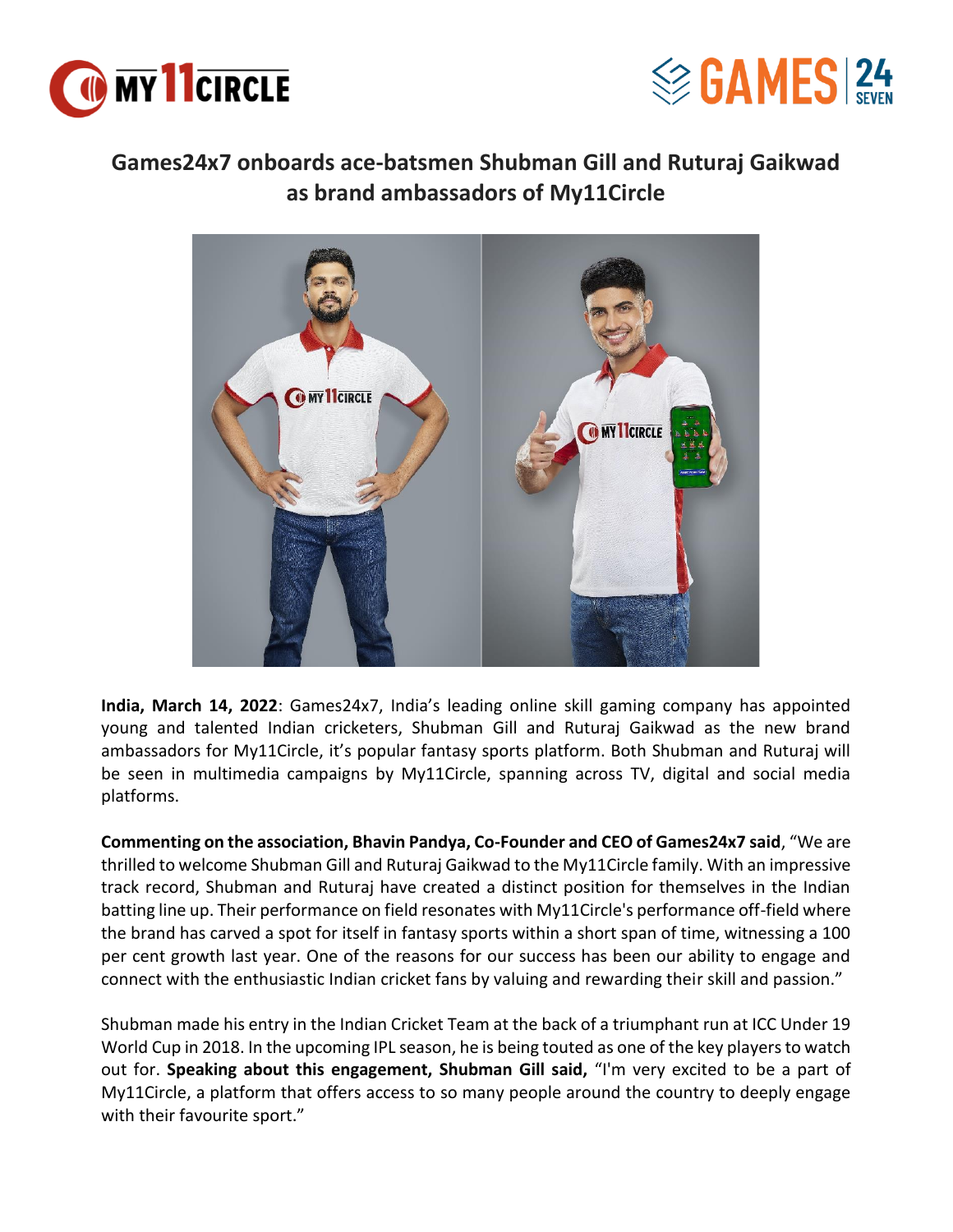# Games24x7 onboards ace-batsmen Shubman Gill and Ruturaj Gaikwad as brand ambassadors of My11Circle

**India, March 14, 2022**: Games24x7, India's leading online skill gaming company has appointed young and talented Indian cricketers, Shubman Gill and Ruturaj Gaikwad as the new brand ambassadors for My11Circle, it's popular fantasy sports platform. Both Shubman and Ruturaj will be seen in multimedia campaigns by My11Circle, spanning across TV, digital and social media platforms.

**Commenting on the association, Bhavin Pandya, Co-Founder and CEO of Games24x7 said**, "We are thrilled to welcome Shubman Gill and Ruturaj Gaikwad to the My11Circle family. With an impressive track record, Shubman and Ruturaj have created a distinct position for themselves in the Indian batting line up. Their performance on field resonates with My11Circle's performance off-field where the brand has carved a spot for itself in fantasy sports within a short span of time, witnessing a 100 per cent growth last year. One of the reasons for our success has been our ability to engage and connect with the enthusiastic Indian cricket fans by valuing and rewarding their skill and passion."

Shubman made his entry in the Indian Cricket Team at the back of a triumphant run at ICC Under 19 World Cup in 2018. In the upcoming IPL season, he is being touted as one of the key players to watch out for. **Speaking about this engagement, Shubman Gill said,** "I'm very excited to be a part of My11Circle, a platform that offers access to so many people around the country to deeply engage with their favourite sport."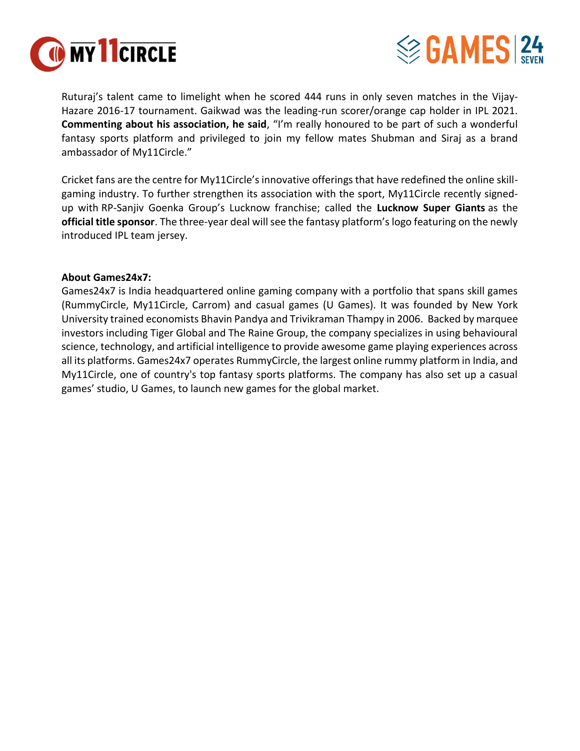Ruturaj's talent came to limelight when he scored 444 runs in only seven matches in the Vijay-Hazare 2016-17 tournament. Gaikwad was the leading-run scorer/orange cap holder in IPL 2021. **Commenting about his association, he said**, "I'm really honoured to be part of such a wonderful fantasy sports platform and privileged to join my fellow mates Shubman and Siraj as a brand ambassador of My11Circle."

Cricket fans are the centre for My11Circle's innovative offerings that have redefined the online skill-gaming industry. To further strengthen its association with the sport, My11Circle recently signed-up with RP-Sanjiv Goenka Group's Lucknow franchise; called the **Lucknow Super Giants** as the **official title sponsor**. The three-year deal will see the fantasy platform's logo featuring on the newly introduced IPL team jersey.

**About Games24x7:**

Games24x7 is India headquartered online gaming company with a portfolio that spans skill games (RummyCircle, My11Circle, Carrom) and casual games (U Games). It was founded by New York University trained economists Bhavin Pandya and Trivikraman Thampy in 2006. Backed by marquee investors including Tiger Global and The Raine Group, the company specializes in using behavioural science, technology, and artificial intelligence to provide awesome game playing experiences across all its platforms. Games24x7 operates RummyCircle, the largest online rummy platform in India, and My11Circle, one of country's top fantasy sports platforms. The company has also set up a casual games' studio, U Games, to launch new games for the global market.